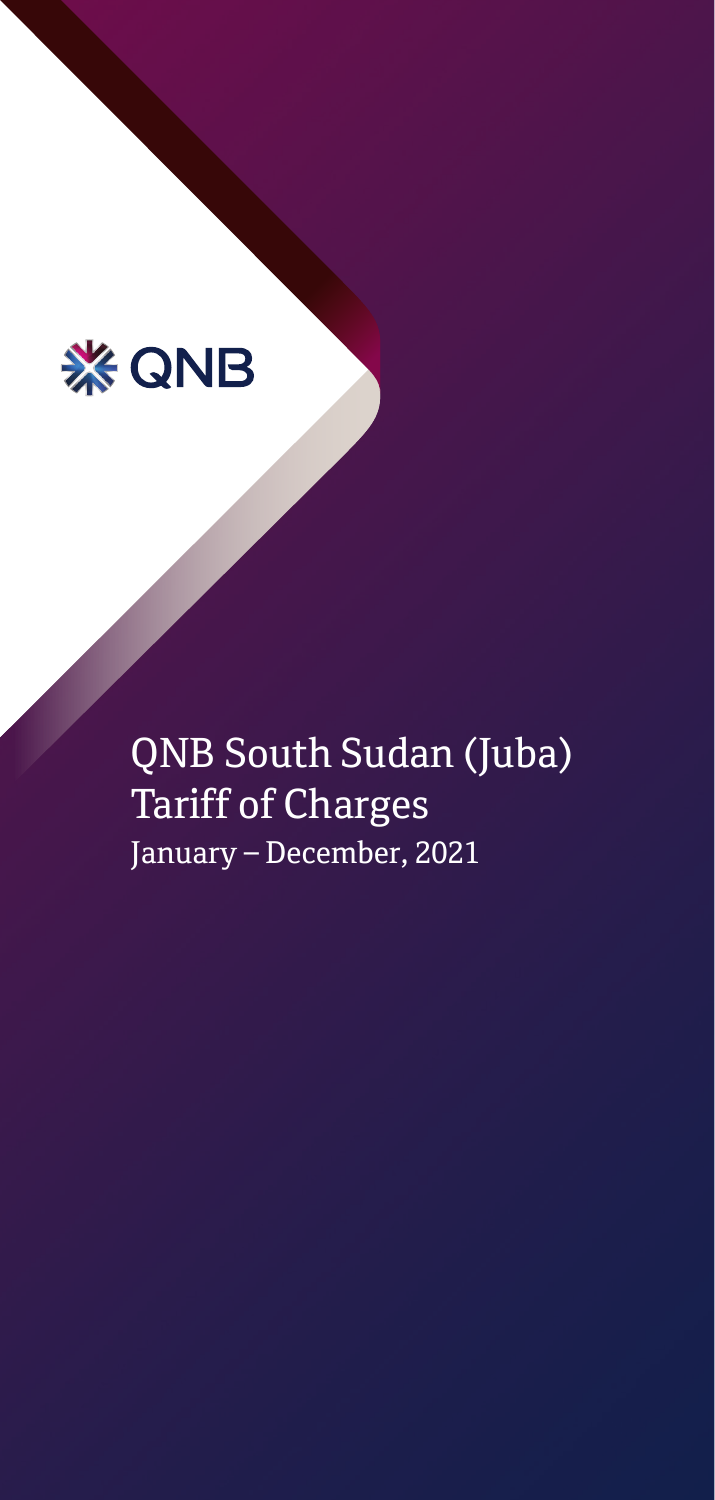QNB

# QNB South Sudan (Juba) Tariff of Charges

January – December, 2021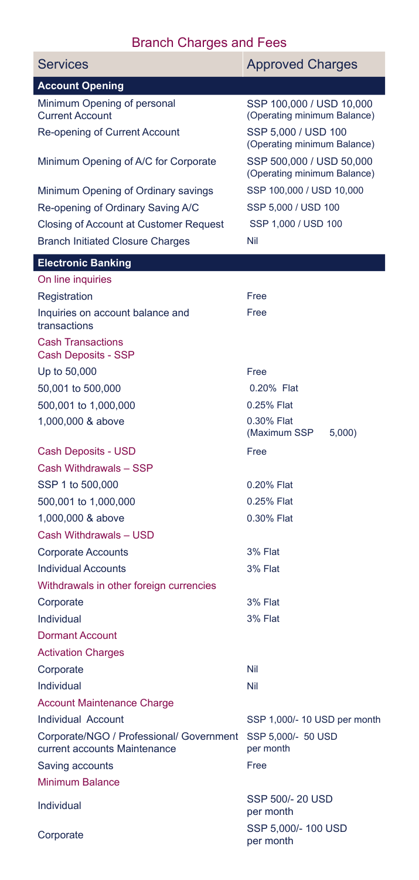# Branch Charges and Fees

| Services | Approved Charges |
|---|---|
| **Account Opening** | |
| Minimum Opening of personal Current Account | SSP 100,000 / USD 10,000 (Operating minimum Balance) |
| Re-opening of Current Account | SSP 5,000 / USD 100 (Operating minimum Balance) |
| Minimum Opening of A/C for Corporate | SSP 500,000 / USD 50,000 (Operating minimum Balance) |
| Minimum Opening of Ordinary savings | SSP 100,000 / USD 10,000 |
| Re-opening of Ordinary Saving A/C | SSP 5,000 / USD 100 |
| Closing of Account at Customer Request | SSP 1,000 / USD 100 |
| Branch Initiated Closure Charges | Nil |
| **Electronic Banking** | |
| On line inquiries | |
| Registration | Free |
| Inquiries on account balance and transactions | Free |
| Cash Transactions<br>Cash Deposits - SSP | |
| Up to 50,000 | Free |
| 50,001 to 500,000 | 0.20% Flat |
| 500,001 to 1,000,000 | 0.25% Flat |
| 1,000,000 & above | 0.30% Flat (Maximum SSP 5,000) |
| Cash Deposits - USD | Free |
| Cash Withdrawals – SSP | |
| SSP 1 to 500,000 | 0.20% Flat |
| 500,001 to 1,000,000 | 0.25% Flat |
| 1,000,000 & above | 0.30% Flat |
| Cash Withdrawals – USD | |
| Corporate Accounts | 3% Flat |
| Individual Accounts | 3% Flat |
| Withdrawals in other foreign currencies | |
| Corporate | 3% Flat |
| Individual | 3% Flat |
| Dormant Account | |
| Activation Charges | |
| Corporate | Nil |
| Individual | Nil |
| Account Maintenance Charge | |
| Individual Account | SSP 1,000/- 10 USD per month |
| Corporate/NGO / Professional/ Government current accounts Maintenance | SSP 5,000/- 50 USD per month |
| Saving accounts | Free |
| Minimum Balance | |
| Individual | SSP 500/- 20 USD per month |
| Corporate | SSP 5,000/- 100 USD per month |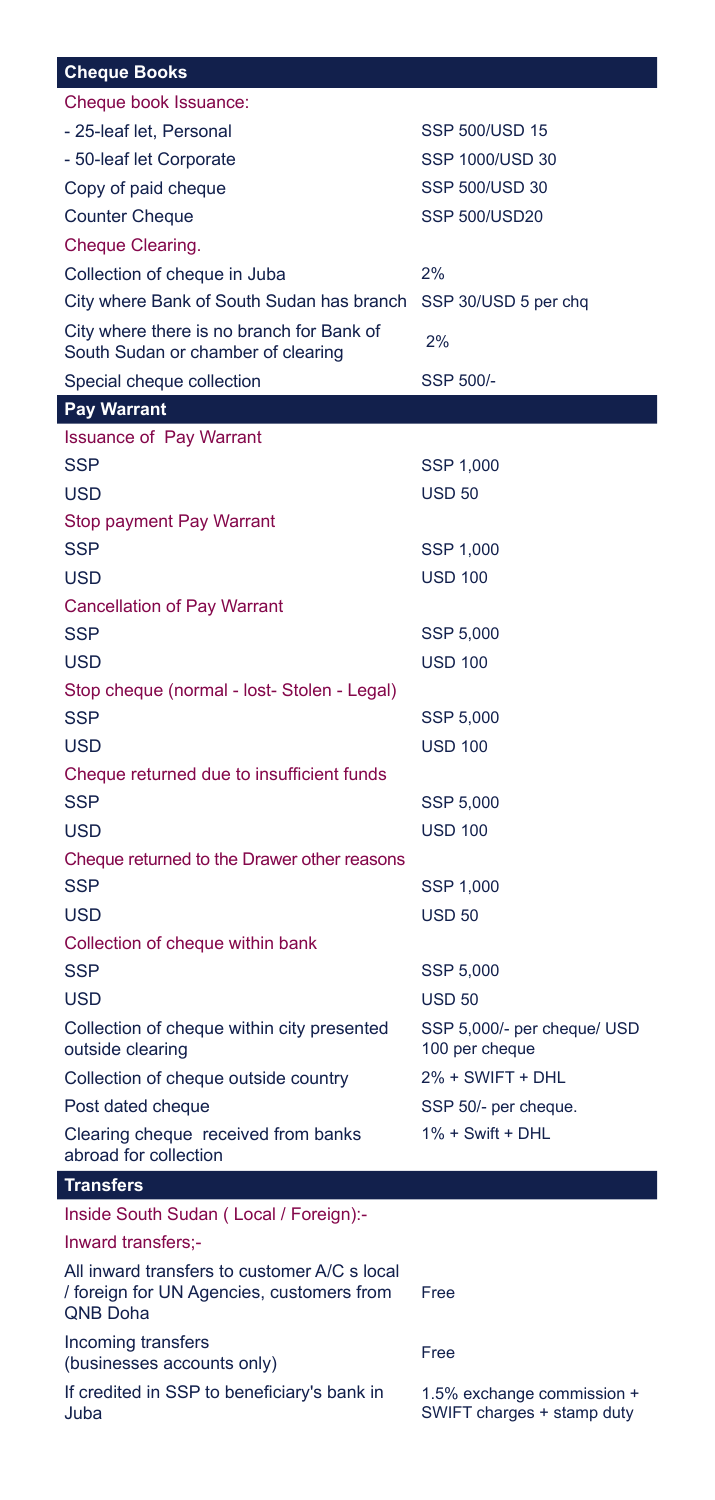| Cheque Books | |
|---|---|
| Cheque book Issuance: | |
| - 25-leaf let, Personal | SSP 500/USD 15 |
| - 50-leaf let Corporate | SSP 1000/USD 30 |
| Copy of paid cheque | SSP 500/USD 30 |
| Counter Cheque | SSP 500/USD20 |
| Cheque Clearing. | |
| Collection of cheque in Juba | 2% |
| City where Bank of South Sudan has branch | SSP 30/USD 5 per chq |
| City where there is no branch for Bank of South Sudan or chamber of clearing | 2% |
| Special cheque collection | SSP 500/- |

| Pay Warrant | |
|---|---|
| Issuance of Pay Warrant | |
| SSP | SSP 1,000 |
| USD | USD 50 |
| Stop payment Pay Warrant | |
| SSP | SSP 1,000 |
| USD | USD 100 |
| Cancellation of Pay Warrant | |
| SSP | SSP 5,000 |
| USD | USD 100 |
| Stop cheque (normal - lost- Stolen - Legal) | |
| SSP | SSP 5,000 |
| USD | USD 100 |
| Cheque returned due to insufficient funds | |
| SSP | SSP 5,000 |
| USD | USD 100 |
| Cheque returned to the Drawer other reasons | |
| SSP | SSP 1,000 |
| USD | USD 50 |
| Collection of cheque within bank | |
| SSP | SSP 5,000 |
| USD | USD 50 |
| Collection of cheque within city presented outside clearing | SSP 5,000/- per cheque/ USD 100 per cheque |
| Collection of cheque outside country | 2% + SWIFT + DHL |
| Post dated cheque | SSP 50/- per cheque. |
| Clearing cheque received from banks abroad for collection | 1% + Swift + DHL |

| Transfers | |
|---|---|
| Inside South Sudan ( Local / Foreign):- | |
| Inward transfers;- | |
| All inward transfers to customer A/C s local / foreign for UN Agencies, customers from QNB Doha | Free |
| Incoming transfers (businesses accounts only) | Free |
| If credited in SSP to beneficiary's bank in Juba | 1.5% exchange commission + SWIFT charges + stamp duty |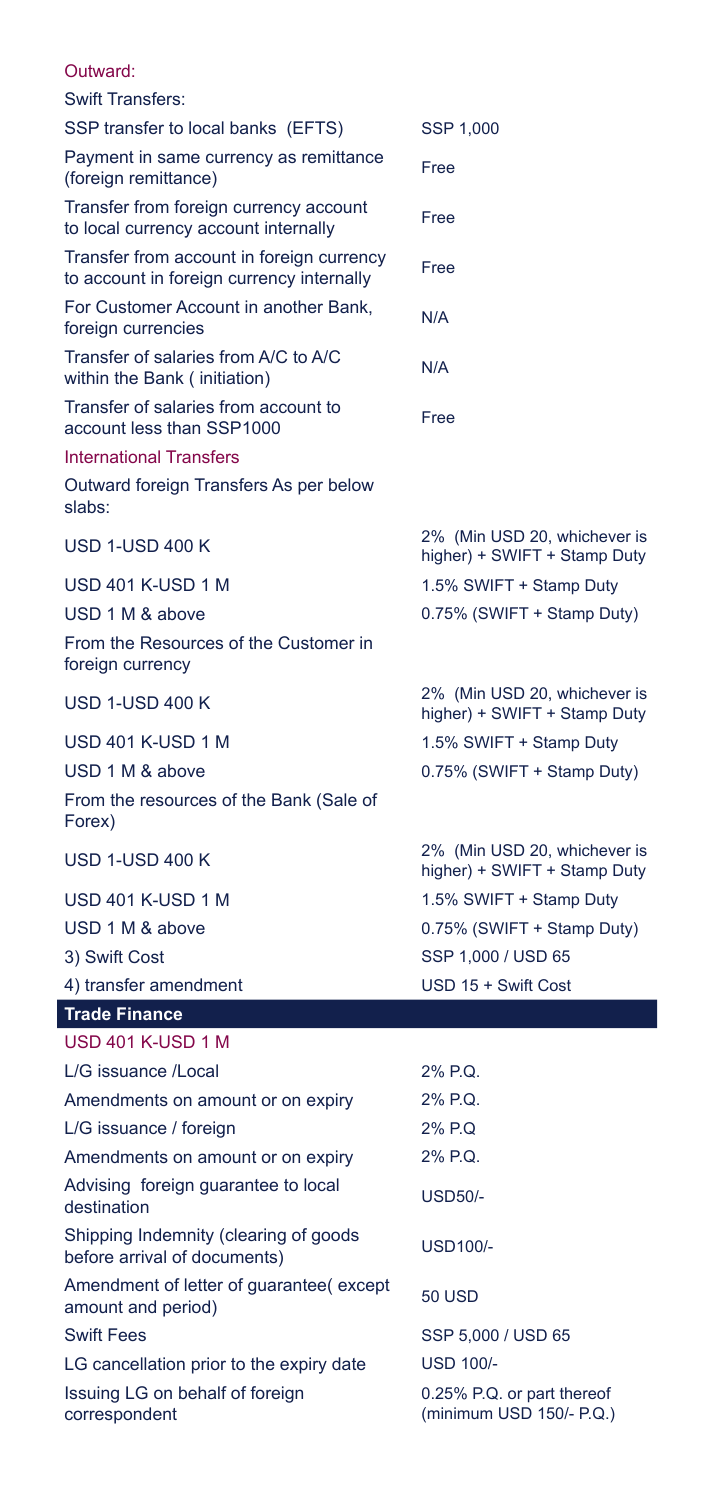### Outward:

| | |
|---|---|
| Swift Transfers: | |
| SSP transfer to local banks (EFTS) | SSP 1,000 |
| Payment in same currency as remittance (foreign remittance) | Free |
| Transfer from foreign currency account to local currency account internally | Free |
| Transfer from account in foreign currency to account in foreign currency internally | Free |
| For Customer Account in another Bank, foreign currencies | N/A |
| Transfer of salaries from A/C to A/C within the Bank ( initiation) | N/A |
| Transfer of salaries from account to account less than SSP1000 | Free |
| **International Transfers** | |
| Outward foreign Transfers As per below slabs: | |
| USD 1-USD 400 K | 2% (Min USD 20, whichever is higher) + SWIFT + Stamp Duty |
| USD 401 K-USD 1 M | 1.5% SWIFT + Stamp Duty |
| USD 1 M & above | 0.75% (SWIFT + Stamp Duty) |
| From the Resources of the Customer in foreign currency | |
| USD 1-USD 400 K | 2% (Min USD 20, whichever is higher) + SWIFT + Stamp Duty |
| USD 401 K-USD 1 M | 1.5% SWIFT + Stamp Duty |
| USD 1 M & above | 0.75% (SWIFT + Stamp Duty) |
| From the resources of the Bank (Sale of Forex) | |
| USD 1-USD 400 K | 2% (Min USD 20, whichever is higher) + SWIFT + Stamp Duty |
| USD 401 K-USD 1 M | 1.5% SWIFT + Stamp Duty |
| USD 1 M & above | 0.75% (SWIFT + Stamp Duty) |
| 3) Swift Cost | SSP 1,000 / USD 65 |
| 4) transfer amendment | USD 15 + Swift Cost |

## Trade Finance

| | |
|---|---|
| **USD 401 K-USD 1 M** | |
| L/G issuance /Local | 2% P.Q. |
| Amendments on amount or on expiry | 2% P.Q. |
| L/G issuance / foreign | 2% P.Q |
| Amendments on amount or on expiry | 2% P.Q. |
| Advising foreign guarantee to local destination | USD50/- |
| Shipping Indemnity (clearing of goods before arrival of documents) | USD100/- |
| Amendment of letter of guarantee( except amount and period) | 50 USD |
| Swift Fees | SSP 5,000 / USD 65 |
| LG cancellation prior to the expiry date | USD 100/- |
| Issuing LG on behalf of foreign correspondent | 0.25% P.Q. or part thereof (minimum USD 150/- P.Q.) |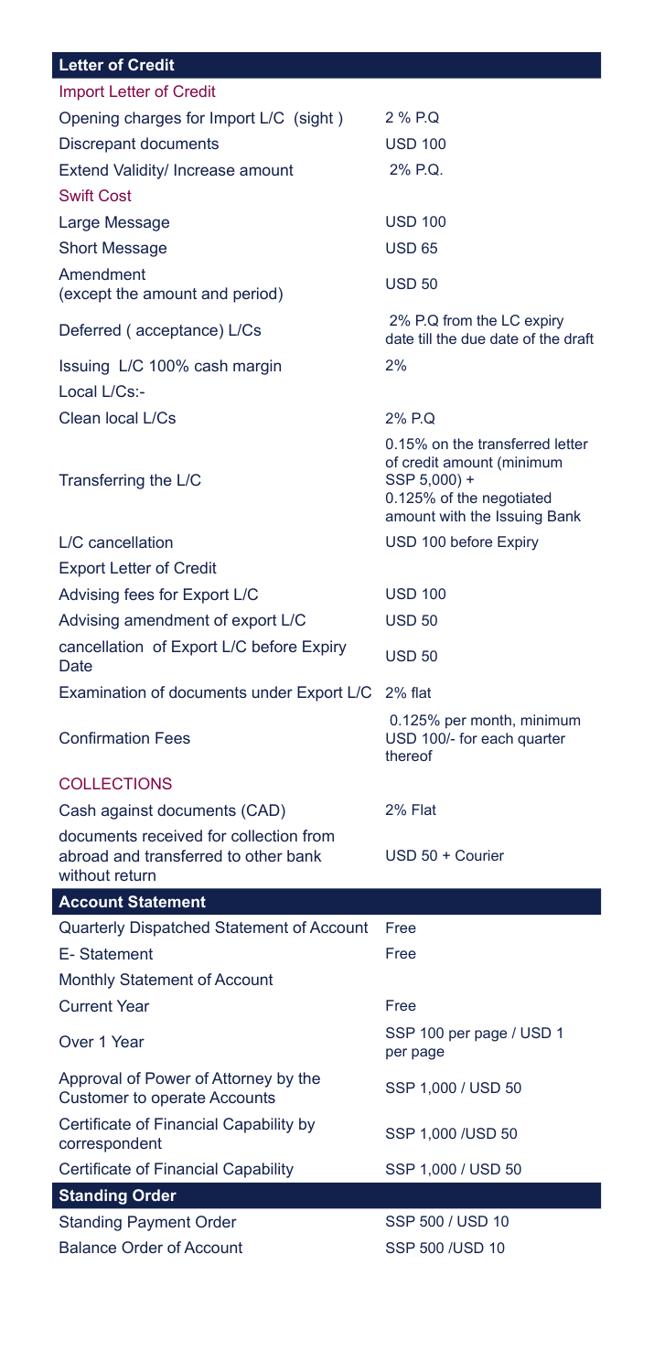## Letter of Credit

| Import Letter of Credit | |
|---|---|
| Opening charges for Import L/C (sight) | 2 % P.Q |
| Discrepant documents | USD 100 |
| Extend Validity/ Increase amount | 2% P.Q. |
| **Swift Cost** | |
| Large Message | USD 100 |
| Short Message | USD 65 |
| Amendment (except the amount and period) | USD 50 |
| Deferred ( acceptance) L/Cs | 2% P.Q from the LC expiry date till the due date of the draft |
| Issuing L/C 100% cash margin | 2% |
| Local L/Cs:- | |
| Clean local L/Cs | 2% P.Q |
| Transferring the L/C | 0.15% on the transferred letter of credit amount (minimum SSP 5,000) + 0.125% of the negotiated amount with the Issuing Bank |
| L/C cancellation | USD 100 before Expiry |
| Export Letter of Credit | |
| Advising fees for Export L/C | USD 100 |
| Advising amendment of export L/C | USD 50 |
| cancellation of Export L/C before Expiry Date | USD 50 |
| Examination of documents under Export L/C | 2% flat |
| Confirmation Fees | 0.125% per month, minimum USD 100/- for each quarter thereof |
| **COLLECTIONS** | |
| Cash against documents (CAD) | 2% Flat |
| documents received for collection from abroad and transferred to other bank without return | USD 50 + Courier |

## Account Statement

| | |
|---|---|
| Quarterly Dispatched Statement of Account | Free |
| E- Statement | Free |
| Monthly Statement of Account | |
| Current Year | Free |
| Over 1 Year | SSP 100 per page / USD 1 per page |
| Approval of Power of Attorney by the Customer to operate Accounts | SSP 1,000 / USD 50 |
| Certificate of Financial Capability by correspondent | SSP 1,000 /USD 50 |
| Certificate of Financial Capability | SSP 1,000 / USD 50 |

## Standing Order

| | |
|---|---|
| Standing Payment Order | SSP 500 / USD 10 |
| Balance Order of Account | SSP 500 /USD 10 |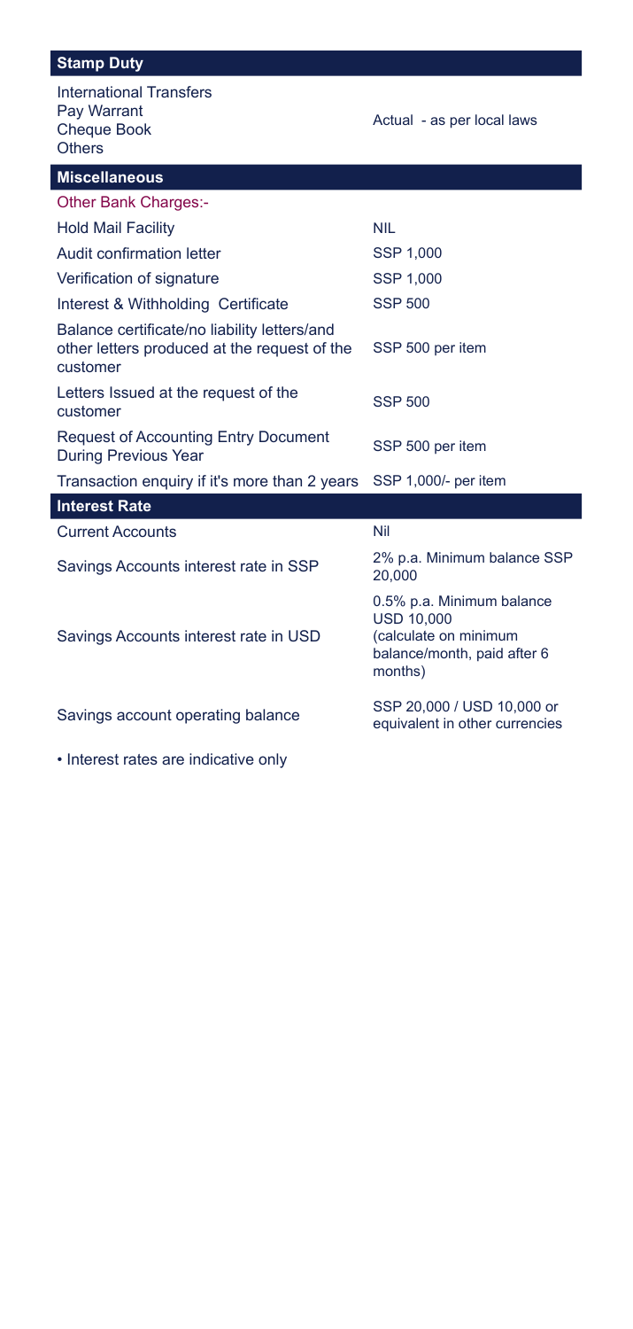| Stamp Duty | |
|---|---|
| International Transfers<br>Pay Warrant<br>Cheque Book<br>Others | Actual - as per local laws |

| Miscellaneous | |
|---|---|
| Other Bank Charges:- | |
| Hold Mail Facility | NIL |
| Audit confirmation letter | SSP 1,000 |
| Verification of signature | SSP 1,000 |
| Interest & Withholding Certificate | SSP 500 |
| Balance certificate/no liability letters/and other letters produced at the request of the customer | SSP 500 per item |
| Letters Issued at the request of the customer | SSP 500 |
| Request of Accounting Entry Document During Previous Year | SSP 500 per item |
| Transaction enquiry if it's more than 2 years | SSP 1,000/- per item |

| Interest Rate | |
|---|---|
| Current Accounts | Nil |
| Savings Accounts interest rate in SSP | 2% p.a. Minimum balance SSP 20,000 |
| Savings Accounts interest rate in USD | 0.5% p.a. Minimum balance USD 10,000 (calculate on minimum balance/month, paid after 6 months) |
| Savings account operating balance | SSP 20,000 / USD 10,000 or equivalent in other currencies |

- Interest rates are indicative only